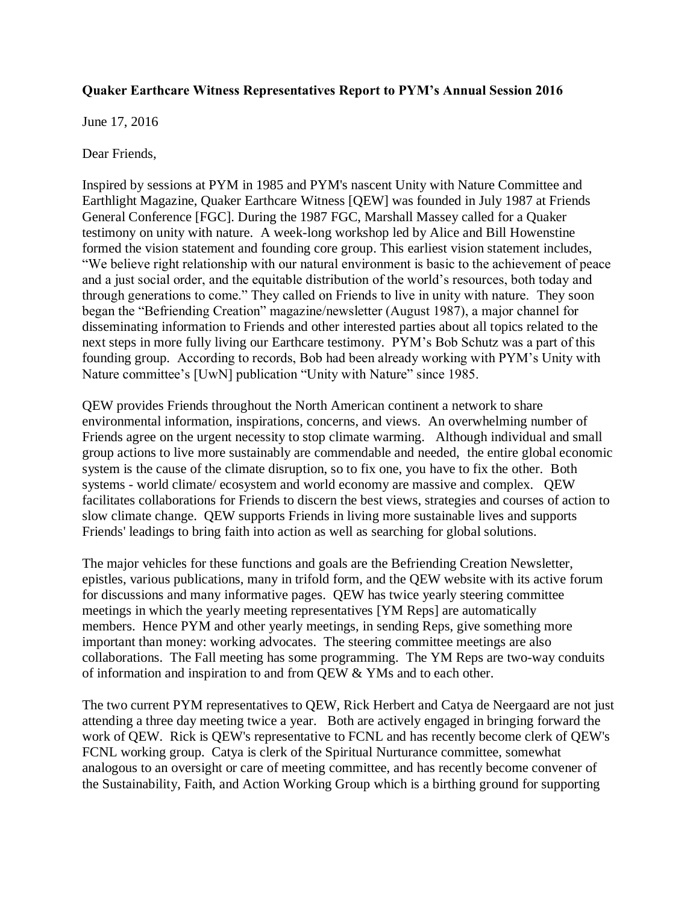**Quaker Earthcare Witness Representatives Report to PYM's Annual Session 2016**

June 17, 2016

Dear Friends,

Inspired by sessions at PYM in 1985 and PYM's nascent Unity with Nature Committee and Earthlight Magazine, Quaker Earthcare Witness [QEW] was founded in July 1987 at Friends General Conference [FGC]. During the 1987 FGC, Marshall Massey called for a Quaker testimony on unity with nature. A week-long workshop led by Alice and Bill Howenstine formed the vision statement and founding core group. This earliest vision statement includes, "We believe right relationship with our natural environment is basic to the achievement of peace and a just social order, and the equitable distribution of the world's resources, both today and through generations to come." They called on Friends to live in unity with nature. They soon began the "Befriending Creation" magazine/newsletter (August 1987), a major channel for disseminating information to Friends and other interested parties about all topics related to the next steps in more fully living our Earthcare testimony. PYM's Bob Schutz was a part of this founding group. According to records, Bob had been already working with PYM's Unity with Nature committee's [UwN] publication "Unity with Nature" since 1985.

QEW provides Friends throughout the North American continent a network to share environmental information, inspirations, concerns, and views. An overwhelming number of Friends agree on the urgent necessity to stop climate warming. Although individual and small group actions to live more sustainably are commendable and needed, the entire global economic system is the cause of the climate disruption, so to fix one, you have to fix the other. Both systems - world climate/ ecosystem and world economy are massive and complex. QEW facilitates collaborations for Friends to discern the best views, strategies and courses of action to slow climate change. QEW supports Friends in living more sustainable lives and supports Friends' leadings to bring faith into action as well as searching for global solutions.

The major vehicles for these functions and goals are the Befriending Creation Newsletter, epistles, various publications, many in trifold form, and the QEW website with its active forum for discussions and many informative pages. QEW has twice yearly steering committee meetings in which the yearly meeting representatives [YM Reps] are automatically members. Hence PYM and other yearly meetings, in sending Reps, give something more important than money: working advocates. The steering committee meetings are also collaborations. The Fall meeting has some programming. The YM Reps are two-way conduits of information and inspiration to and from QEW & YMs and to each other.

The two current PYM representatives to QEW, Rick Herbert and Catya de Neergaard are not just attending a three day meeting twice a year. Both are actively engaged in bringing forward the work of QEW. Rick is QEW's representative to FCNL and has recently become clerk of QEW's FCNL working group. Catya is clerk of the Spiritual Nurturance committee, somewhat analogous to an oversight or care of meeting committee, and has recently become convener of the Sustainability, Faith, and Action Working Group which is a birthing ground for supporting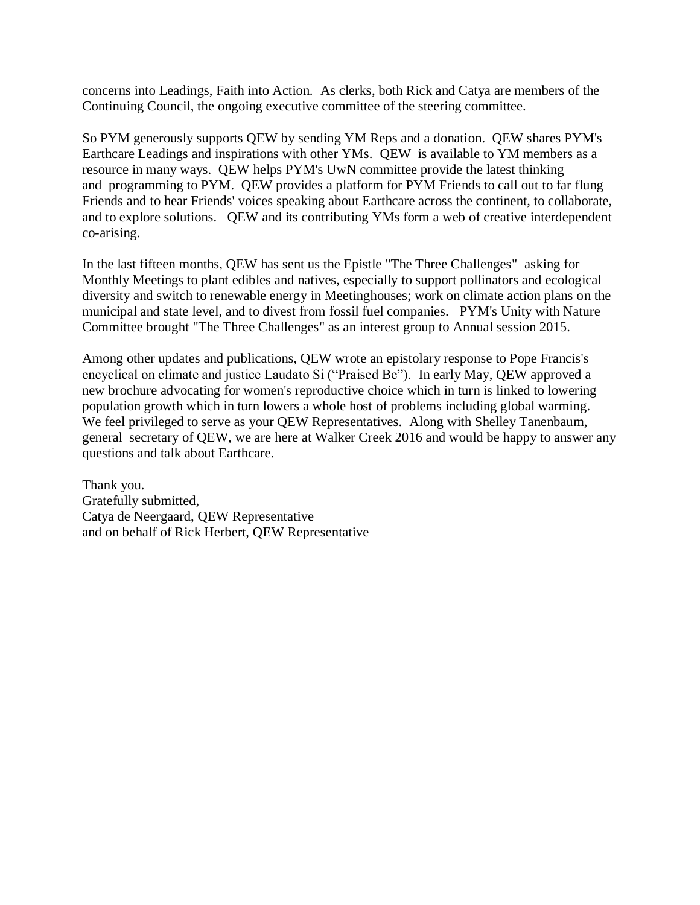concerns into Leadings, Faith into Action. As clerks, both Rick and Catya are members of the Continuing Council, the ongoing executive committee of the steering committee.

So PYM generously supports QEW by sending YM Reps and a donation. QEW shares PYM's Earthcare Leadings and inspirations with other YMs. QEW is available to YM members as a resource in many ways. QEW helps PYM's UwN committee provide the latest thinking and programming to PYM. QEW provides a platform for PYM Friends to call out to far flung Friends and to hear Friends' voices speaking about Earthcare across the continent, to collaborate, and to explore solutions. QEW and its contributing YMs form a web of creative interdependent co-arising.

In the last fifteen months, QEW has sent us the Epistle "The Three Challenges" asking for Monthly Meetings to plant edibles and natives, especially to support pollinators and ecological diversity and switch to renewable energy in Meetinghouses; work on climate action plans on the municipal and state level, and to divest from fossil fuel companies. PYM's Unity with Nature Committee brought "The Three Challenges" as an interest group to Annual session 2015.

Among other updates and publications, QEW wrote an epistolary response to Pope Francis's encyclical on climate and justice Laudato Si ("Praised Be"). In early May, QEW approved a new brochure advocating for women's reproductive choice which in turn is linked to lowering population growth which in turn lowers a whole host of problems including global warming. We feel privileged to serve as your QEW Representatives. Along with Shelley Tanenbaum, general secretary of QEW, we are here at Walker Creek 2016 and would be happy to answer any questions and talk about Earthcare.

Thank you.  
Gratefully submitted,  
Catya de Neergaard, QEW Representative  
and on behalf of Rick Herbert, QEW Representative